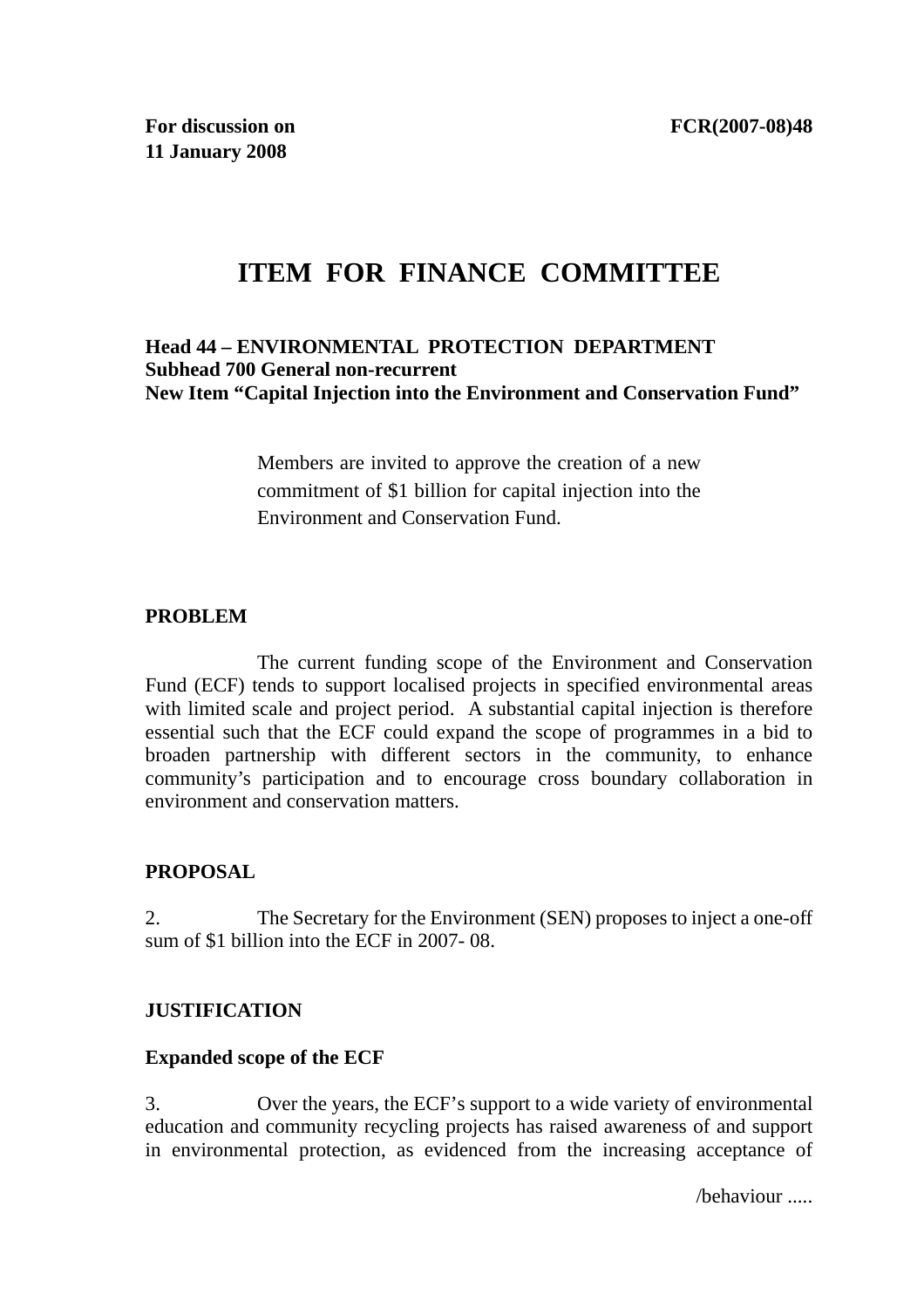**For discussion on**
**11 January 2008**

**FCR(2007-08)48**

# ITEM FOR FINANCE COMMITTEE

**Head 44 – ENVIRONMENTAL PROTECTION DEPARTMENT**
**Subhead 700 General non-recurrent**
**New Item "Capital Injection into the Environment and Conservation Fund"**

> Members are invited to approve the creation of a new commitment of $1 billion for capital injection into the Environment and Conservation Fund.

## PROBLEM

The current funding scope of the Environment and Conservation Fund (ECF) tends to support localised projects in specified environmental areas with limited scale and project period. A substantial capital injection is therefore essential such that the ECF could expand the scope of programmes in a bid to broaden partnership with different sectors in the community, to enhance community's participation and to encourage cross boundary collaboration in environment and conservation matters.

## PROPOSAL

2. The Secretary for the Environment (SEN) proposes to inject a one-off sum of $1 billion into the ECF in 2007- 08.

## JUSTIFICATION

### Expanded scope of the ECF

3. Over the years, the ECF's support to a wide variety of environmental education and community recycling projects has raised awareness of and support in environmental protection, as evidenced from the increasing acceptance of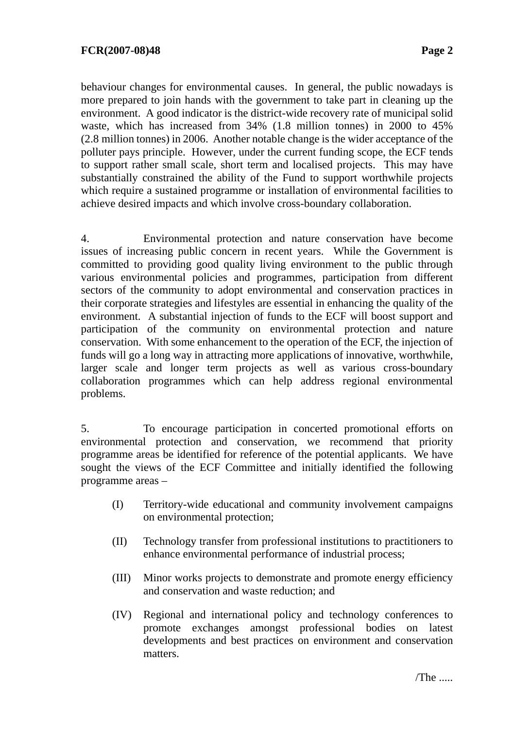behaviour changes for environmental causes. In general, the public nowadays is more prepared to join hands with the government to take part in cleaning up the environment. A good indicator is the district-wide recovery rate of municipal solid waste, which has increased from 34% (1.8 million tonnes) in 2000 to 45% (2.8 million tonnes) in 2006. Another notable change is the wider acceptance of the polluter pays principle. However, under the current funding scope, the ECF tends to support rather small scale, short term and localised projects. This may have substantially constrained the ability of the Fund to support worthwhile projects which require a sustained programme or installation of environmental facilities to achieve desired impacts and which involve cross-boundary collaboration.

4. Environmental protection and nature conservation have become issues of increasing public concern in recent years. While the Government is committed to providing good quality living environment to the public through various environmental policies and programmes, participation from different sectors of the community to adopt environmental and conservation practices in their corporate strategies and lifestyles are essential in enhancing the quality of the environment. A substantial injection of funds to the ECF will boost support and participation of the community on environmental protection and nature conservation. With some enhancement to the operation of the ECF, the injection of funds will go a long way in attracting more applications of innovative, worthwhile, larger scale and longer term projects as well as various cross-boundary collaboration programmes which can help address regional environmental problems.

5. To encourage participation in concerted promotional efforts on environmental protection and conservation, we recommend that priority programme areas be identified for reference of the potential applicants. We have sought the views of the ECF Committee and initially identified the following programme areas –

(I) Territory-wide educational and community involvement campaigns on environmental protection;

(II) Technology transfer from professional institutions to practitioners to enhance environmental performance of industrial process;

(III) Minor works projects to demonstrate and promote energy efficiency and conservation and waste reduction; and

(IV) Regional and international policy and technology conferences to promote exchanges amongst professional bodies on latest developments and best practices on environment and conservation matters.

/The .....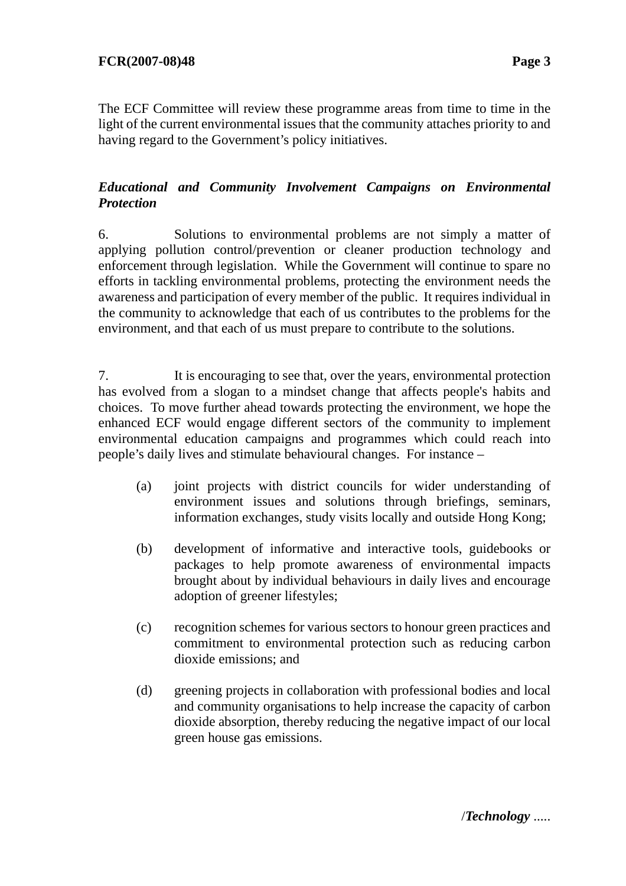The ECF Committee will review these programme areas from time to time in the light of the current environmental issues that the community attaches priority to and having regard to the Government's policy initiatives.

***Educational and Community Involvement Campaigns on Environmental Protection***

6. Solutions to environmental problems are not simply a matter of applying pollution control/prevention or cleaner production technology and enforcement through legislation. While the Government will continue to spare no efforts in tackling environmental problems, protecting the environment needs the awareness and participation of every member of the public. It requires individual in the community to acknowledge that each of us contributes to the problems for the environment, and that each of us must prepare to contribute to the solutions.

7. It is encouraging to see that, over the years, environmental protection has evolved from a slogan to a mindset change that affects people's habits and choices. To move further ahead towards protecting the environment, we hope the enhanced ECF would engage different sectors of the community to implement environmental education campaigns and programmes which could reach into people's daily lives and stimulate behavioural changes. For instance –

(a) joint projects with district councils for wider understanding of environment issues and solutions through briefings, seminars, information exchanges, study visits locally and outside Hong Kong;

(b) development of informative and interactive tools, guidebooks or packages to help promote awareness of environmental impacts brought about by individual behaviours in daily lives and encourage adoption of greener lifestyles;

(c) recognition schemes for various sectors to honour green practices and commitment to environmental protection such as reducing carbon dioxide emissions; and

(d) greening projects in collaboration with professional bodies and local and community organisations to help increase the capacity of carbon dioxide absorption, thereby reducing the negative impact of our local green house gas emissions.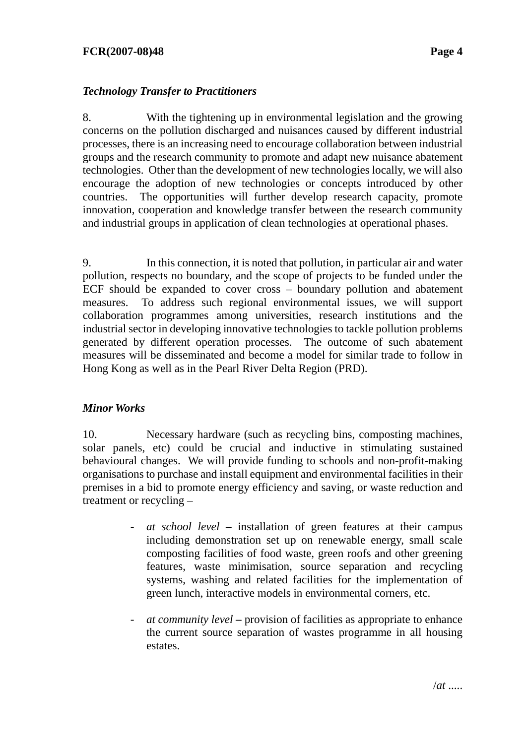***Technology Transfer to Practitioners***

8. With the tightening up in environmental legislation and the growing concerns on the pollution discharged and nuisances caused by different industrial processes, there is an increasing need to encourage collaboration between industrial groups and the research community to promote and adapt new nuisance abatement technologies. Other than the development of new technologies locally, we will also encourage the adoption of new technologies or concepts introduced by other countries. The opportunities will further develop research capacity, promote innovation, cooperation and knowledge transfer between the research community and industrial groups in application of clean technologies at operational phases.

9. In this connection, it is noted that pollution, in particular air and water pollution, respects no boundary, and the scope of projects to be funded under the ECF should be expanded to cover cross – boundary pollution and abatement measures. To address such regional environmental issues, we will support collaboration programmes among universities, research institutions and the industrial sector in developing innovative technologies to tackle pollution problems generated by different operation processes. The outcome of such abatement measures will be disseminated and become a model for similar trade to follow in Hong Kong as well as in the Pearl River Delta Region (PRD).

***Minor Works***

10. Necessary hardware (such as recycling bins, composting machines, solar panels, etc) could be crucial and inductive in stimulating sustained behavioural changes. We will provide funding to schools and non-profit-making organisations to purchase and install equipment and environmental facilities in their premises in a bid to promote energy efficiency and saving, or waste reduction and treatment or recycling –

- *at school level* – installation of green features at their campus including demonstration set up on renewable energy, small scale composting facilities of food waste, green roofs and other greening features, waste minimisation, source separation and recycling systems, washing and related facilities for the implementation of green lunch, interactive models in environmental corners, etc.

- *at community level* **–** provision of facilities as appropriate to enhance the current source separation of wastes programme in all housing estates.

/*at* .....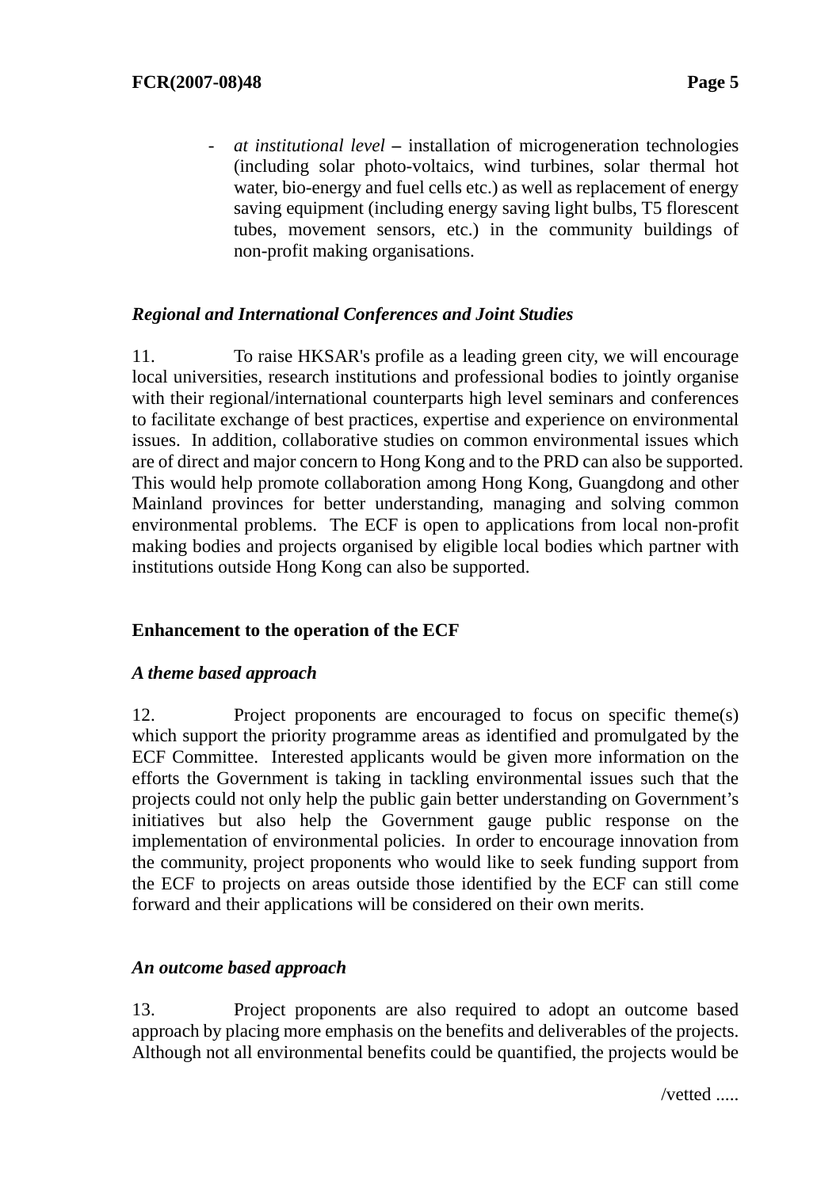- *at institutional level* – installation of microgeneration technologies (including solar photo-voltaics, wind turbines, solar thermal hot water, bio-energy and fuel cells etc.) as well as replacement of energy saving equipment (including energy saving light bulbs, T5 florescent tubes, movement sensors, etc.) in the community buildings of non-profit making organisations.

***Regional and International Conferences and Joint Studies***

11. To raise HKSAR's profile as a leading green city, we will encourage local universities, research institutions and professional bodies to jointly organise with their regional/international counterparts high level seminars and conferences to facilitate exchange of best practices, expertise and experience on environmental issues. In addition, collaborative studies on common environmental issues which are of direct and major concern to Hong Kong and to the PRD can also be supported. This would help promote collaboration among Hong Kong, Guangdong and other Mainland provinces for better understanding, managing and solving common environmental problems. The ECF is open to applications from local non-profit making bodies and projects organised by eligible local bodies which partner with institutions outside Hong Kong can also be supported.

**Enhancement to the operation of the ECF**

***A theme based approach***

12. Project proponents are encouraged to focus on specific theme(s) which support the priority programme areas as identified and promulgated by the ECF Committee. Interested applicants would be given more information on the efforts the Government is taking in tackling environmental issues such that the projects could not only help the public gain better understanding on Government's initiatives but also help the Government gauge public response on the implementation of environmental policies. In order to encourage innovation from the community, project proponents who would like to seek funding support from the ECF to projects on areas outside those identified by the ECF can still come forward and their applications will be considered on their own merits.

***An outcome based approach***

13. Project proponents are also required to adopt an outcome based approach by placing more emphasis on the benefits and deliverables of the projects. Although not all environmental benefits could be quantified, the projects would be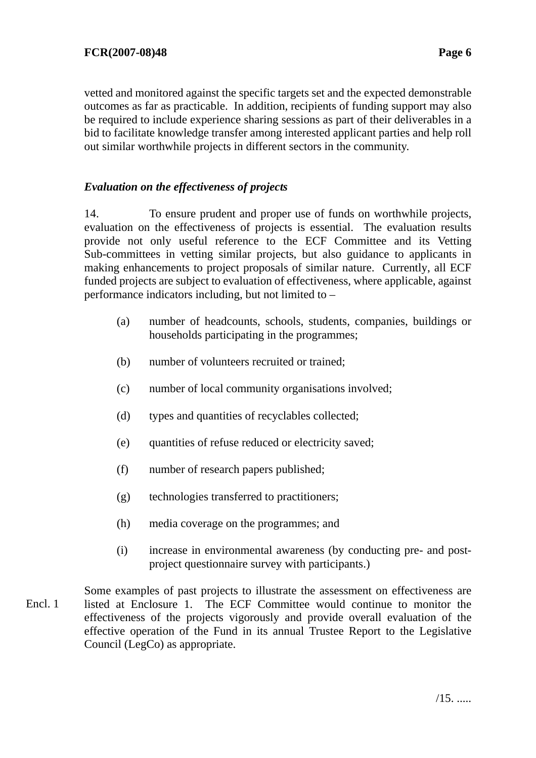vetted and monitored against the specific targets set and the expected demonstrable outcomes as far as practicable. In addition, recipients of funding support may also be required to include experience sharing sessions as part of their deliverables in a bid to facilitate knowledge transfer among interested applicant parties and help roll out similar worthwhile projects in different sectors in the community.

***Evaluation on the effectiveness of projects***

14. To ensure prudent and proper use of funds on worthwhile projects, evaluation on the effectiveness of projects is essential. The evaluation results provide not only useful reference to the ECF Committee and its Vetting Sub-committees in vetting similar projects, but also guidance to applicants in making enhancements to project proposals of similar nature. Currently, all ECF funded projects are subject to evaluation of effectiveness, where applicable, against performance indicators including, but not limited to –

(a) number of headcounts, schools, students, companies, buildings or households participating in the programmes;

(b) number of volunteers recruited or trained;

(c) number of local community organisations involved;

(d) types and quantities of recyclables collected;

(e) quantities of refuse reduced or electricity saved;

(f) number of research papers published;

(g) technologies transferred to practitioners;

(h) media coverage on the programmes; and

(i) increase in environmental awareness (by conducting pre- and post-project questionnaire survey with participants.)

Encl. 1

Some examples of past projects to illustrate the assessment on effectiveness are listed at Enclosure 1. The ECF Committee would continue to monitor the effectiveness of the projects vigorously and provide overall evaluation of the effective operation of the Fund in its annual Trustee Report to the Legislative Council (LegCo) as appropriate.

/15. .....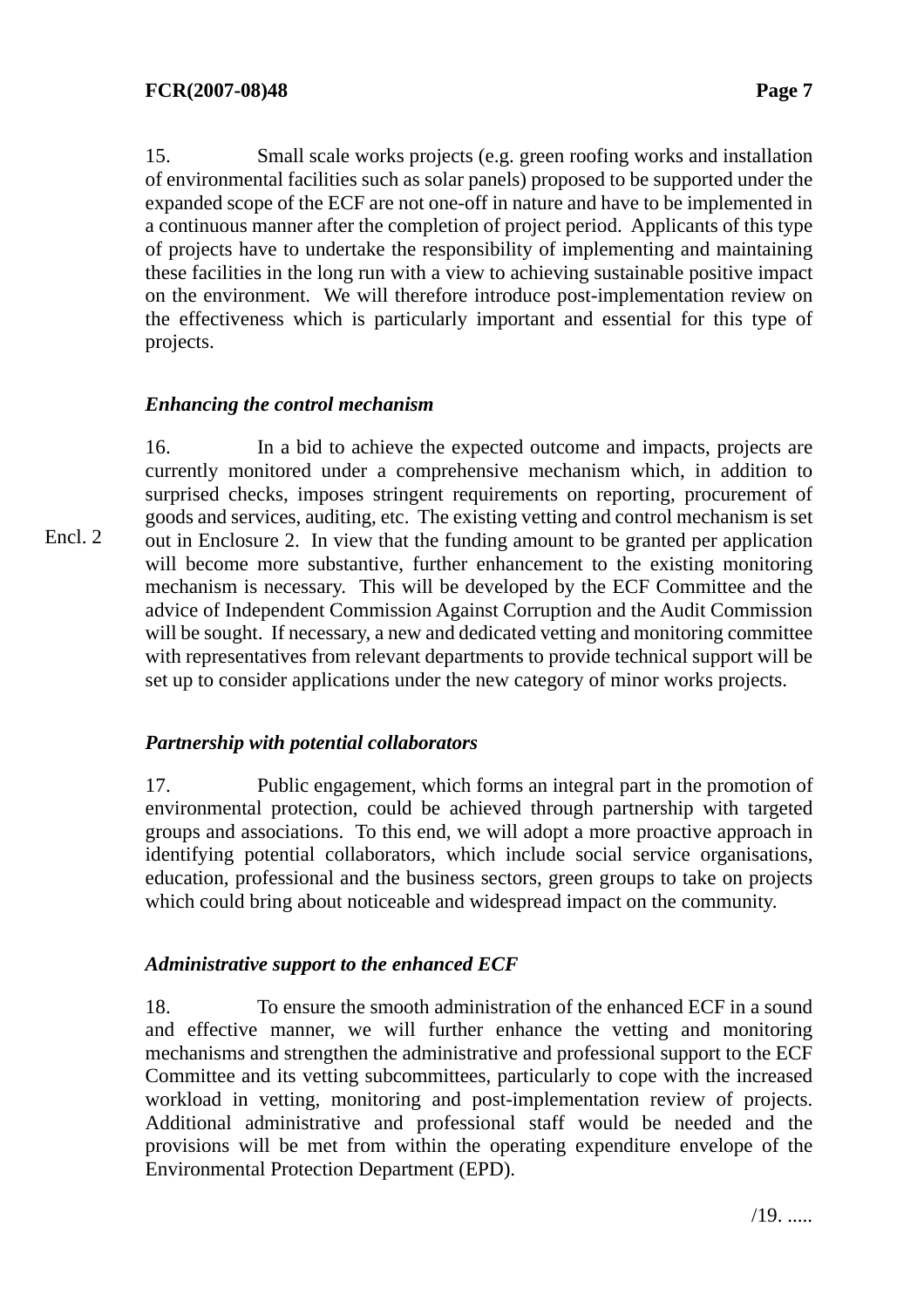15. Small scale works projects (e.g. green roofing works and installation of environmental facilities such as solar panels) proposed to be supported under the expanded scope of the ECF are not one-off in nature and have to be implemented in a continuous manner after the completion of project period. Applicants of this type of projects have to undertake the responsibility of implementing and maintaining these facilities in the long run with a view to achieving sustainable positive impact on the environment. We will therefore introduce post-implementation review on the effectiveness which is particularly important and essential for this type of projects.

*Enhancing the control mechanism*

16. In a bid to achieve the expected outcome and impacts, projects are currently monitored under a comprehensive mechanism which, in addition to surprised checks, imposes stringent requirements on reporting, procurement of goods and services, auditing, etc. The existing vetting and control mechanism is set out in Enclosure 2. In view that the funding amount to be granted per application will become more substantive, further enhancement to the existing monitoring mechanism is necessary. This will be developed by the ECF Committee and the advice of Independent Commission Against Corruption and the Audit Commission will be sought. If necessary, a new and dedicated vetting and monitoring committee with representatives from relevant departments to provide technical support will be set up to consider applications under the new category of minor works projects.

Encl. 2

*Partnership with potential collaborators*

17. Public engagement, which forms an integral part in the promotion of environmental protection, could be achieved through partnership with targeted groups and associations. To this end, we will adopt a more proactive approach in identifying potential collaborators, which include social service organisations, education, professional and the business sectors, green groups to take on projects which could bring about noticeable and widespread impact on the community.

*Administrative support to the enhanced ECF*

18. To ensure the smooth administration of the enhanced ECF in a sound and effective manner, we will further enhance the vetting and monitoring mechanisms and strengthen the administrative and professional support to the ECF Committee and its vetting subcommittees, particularly to cope with the increased workload in vetting, monitoring and post-implementation review of projects. Additional administrative and professional staff would be needed and the provisions will be met from within the operating expenditure envelope of the Environmental Protection Department (EPD).

/19. .....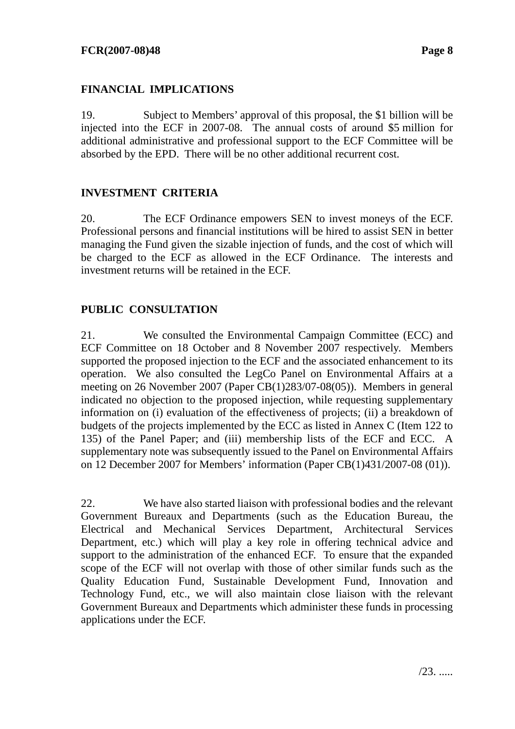## FINANCIAL IMPLICATIONS

19. Subject to Members' approval of this proposal, the $1 billion will be injected into the ECF in 2007-08. The annual costs of around $5 million for additional administrative and professional support to the ECF Committee will be absorbed by the EPD. There will be no other additional recurrent cost.

## INVESTMENT CRITERIA

20. The ECF Ordinance empowers SEN to invest moneys of the ECF. Professional persons and financial institutions will be hired to assist SEN in better managing the Fund given the sizable injection of funds, and the cost of which will be charged to the ECF as allowed in the ECF Ordinance. The interests and investment returns will be retained in the ECF.

## PUBLIC CONSULTATION

21. We consulted the Environmental Campaign Committee (ECC) and ECF Committee on 18 October and 8 November 2007 respectively. Members supported the proposed injection to the ECF and the associated enhancement to its operation. We also consulted the LegCo Panel on Environmental Affairs at a meeting on 26 November 2007 (Paper CB(1)283/07-08(05)). Members in general indicated no objection to the proposed injection, while requesting supplementary information on (i) evaluation of the effectiveness of projects; (ii) a breakdown of budgets of the projects implemented by the ECC as listed in Annex C (Item 122 to 135) of the Panel Paper; and (iii) membership lists of the ECF and ECC. A supplementary note was subsequently issued to the Panel on Environmental Affairs on 12 December 2007 for Members' information (Paper CB(1)431/2007-08 (01)).

22. We have also started liaison with professional bodies and the relevant Government Bureaux and Departments (such as the Education Bureau, the Electrical and Mechanical Services Department, Architectural Services Department, etc.) which will play a key role in offering technical advice and support to the administration of the enhanced ECF. To ensure that the expanded scope of the ECF will not overlap with those of other similar funds such as the Quality Education Fund, Sustainable Development Fund, Innovation and Technology Fund, etc., we will also maintain close liaison with the relevant Government Bureaux and Departments which administer these funds in processing applications under the ECF.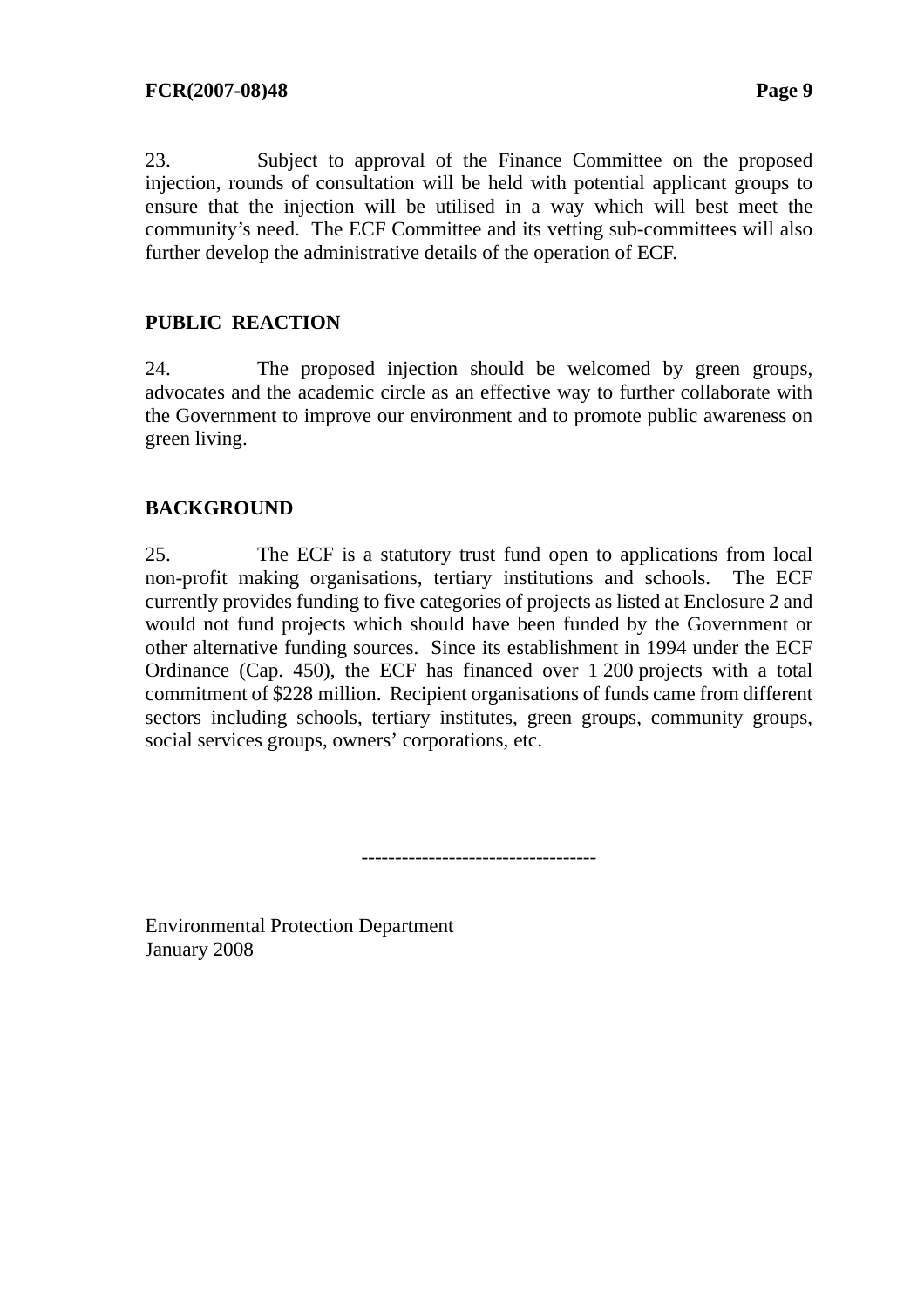23. Subject to approval of the Finance Committee on the proposed injection, rounds of consultation will be held with potential applicant groups to ensure that the injection will be utilised in a way which will best meet the community's need. The ECF Committee and its vetting sub-committees will also further develop the administrative details of the operation of ECF.

## PUBLIC REACTION

24. The proposed injection should be welcomed by green groups, advocates and the academic circle as an effective way to further collaborate with the Government to improve our environment and to promote public awareness on green living.

## BACKGROUND

25. The ECF is a statutory trust fund open to applications from local non-profit making organisations, tertiary institutions and schools. The ECF currently provides funding to five categories of projects as listed at Enclosure 2 and would not fund projects which should have been funded by the Government or other alternative funding sources. Since its establishment in 1994 under the ECF Ordinance (Cap. 450), the ECF has financed over 1 200 projects with a total commitment of $228 million. Recipient organisations of funds came from different sectors including schools, tertiary institutes, green groups, community groups, social services groups, owners' corporations, etc.

----------------------------------

Environmental Protection Department
January 2008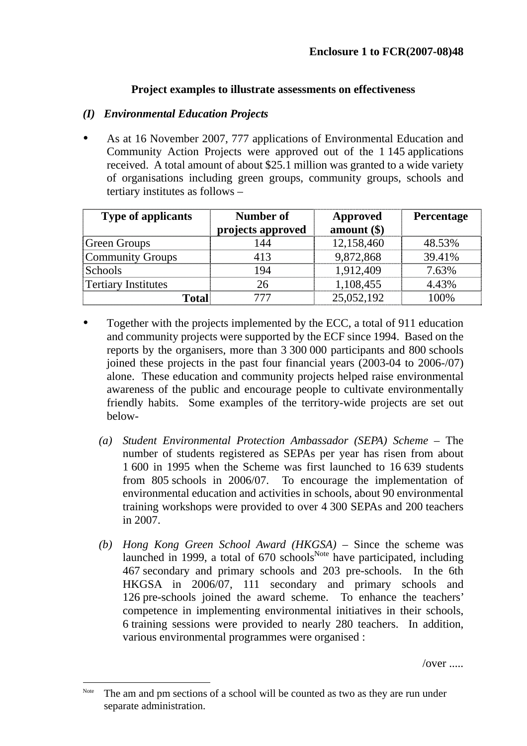**Enclosure 1 to FCR(2007-08)48**

**Project examples to illustrate assessments on effectiveness**

***(I) Environmental Education Projects***

- As at 16 November 2007, 777 applications of Environmental Education and Community Action Projects were approved out of the 1 145 applications received. A total amount of about $25.1 million was granted to a wide variety of organisations including green groups, community groups, schools and tertiary institutes as follows –

| Type of applicants | Number of projects approved | Approved amount ($) | Percentage |
|---|---|---|---|
| Green Groups | 144 | 12,158,460 | 48.53% |
| Community Groups | 413 | 9,872,868 | 39.41% |
| Schools | 194 | 1,912,409 | 7.63% |
| Tertiary Institutes | 26 | 1,108,455 | 4.43% |
| **Total** | 777 | 25,052,192 | 100% |

- Together with the projects implemented by the ECC, a total of 911 education and community projects were supported by the ECF since 1994. Based on the reports by the organisers, more than 3 300 000 participants and 800 schools joined these projects in the past four financial years (2003-04 to 2006-/07) alone. These education and community projects helped raise environmental awareness of the public and encourage people to cultivate environmentally friendly habits. Some examples of the territory-wide projects are set out below-

  (a) *Student Environmental Protection Ambassador (SEPA) Scheme* – The number of students registered as SEPAs per year has risen from about 1 600 in 1995 when the Scheme was first launched to 16 639 students from 805 schools in 2006/07. To encourage the implementation of environmental education and activities in schools, about 90 environmental training workshops were provided to over 4 300 SEPAs and 200 teachers in 2007.

  (b) *Hong Kong Green School Award (HKGSA)* – Since the scheme was launched in 1999, a total of 670 schools[Note] have participated, including 467 secondary and primary schools and 203 pre-schools. In the 6th HKGSA in 2006/07, 111 secondary and primary schools and 126 pre-schools joined the award scheme. To enhance the teachers' competence in implementing environmental initiatives in their schools, 6 training sessions were provided to nearly 280 teachers. In addition, various environmental programmes were organised :

/over .....

[Note] The am and pm sections of a school will be counted as two as they are run under separate administration.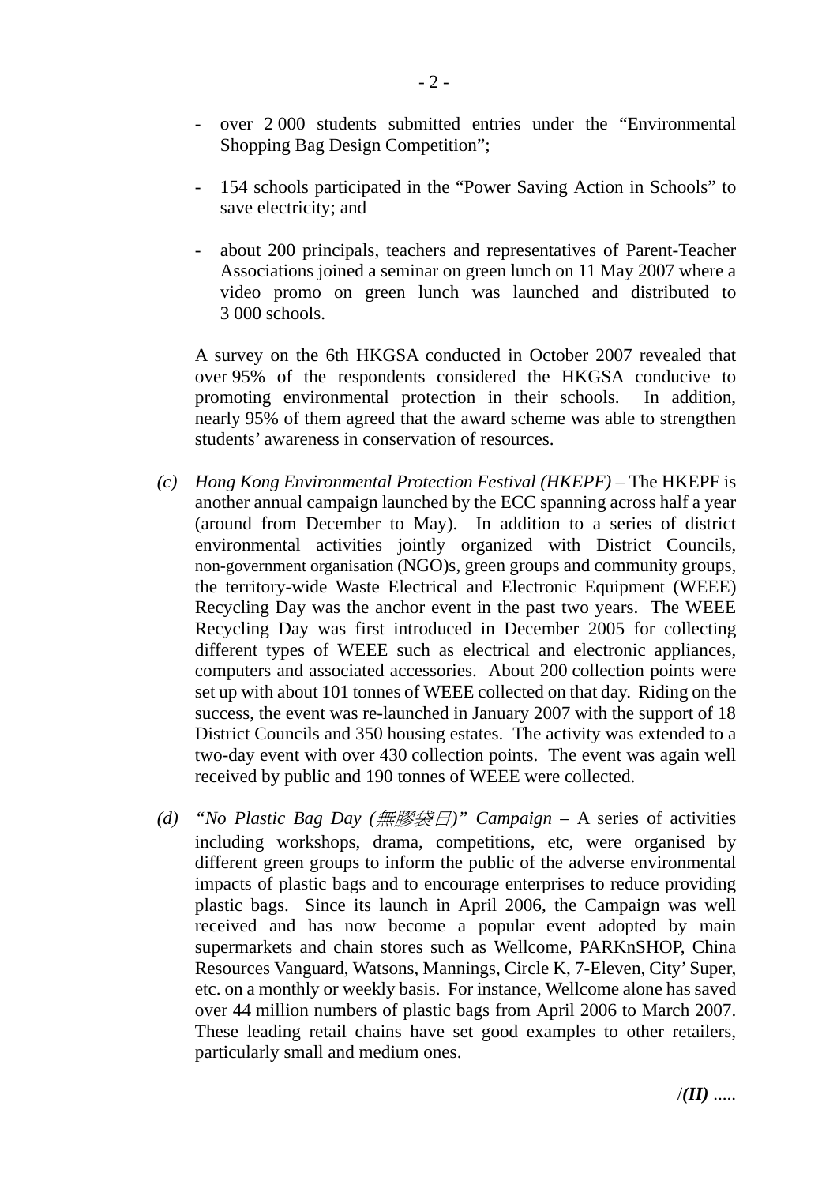- over 2 000 students submitted entries under the "Environmental Shopping Bag Design Competition";

- 154 schools participated in the "Power Saving Action in Schools" to save electricity; and

- about 200 principals, teachers and representatives of Parent-Teacher Associations joined a seminar on green lunch on 11 May 2007 where a video promo on green lunch was launched and distributed to 3 000 schools.

A survey on the 6th HKGSA conducted in October 2007 revealed that over 95% of the respondents considered the HKGSA conducive to promoting environmental protection in their schools. In addition, nearly 95% of them agreed that the award scheme was able to strengthen students' awareness in conservation of resources.

*(c)* *Hong Kong Environmental Protection Festival (HKEPF)* – The HKEPF is another annual campaign launched by the ECC spanning across half a year (around from December to May). In addition to a series of district environmental activities jointly organized with District Councils, non-government organisation (NGO)s, green groups and community groups, the territory-wide Waste Electrical and Electronic Equipment (WEEE) Recycling Day was the anchor event in the past two years. The WEEE Recycling Day was first introduced in December 2005 for collecting different types of WEEE such as electrical and electronic appliances, computers and associated accessories. About 200 collection points were set up with about 101 tonnes of WEEE collected on that day. Riding on the success, the event was re-launched in January 2007 with the support of 18 District Councils and 350 housing estates. The activity was extended to a two-day event with over 430 collection points. The event was again well received by public and 190 tonnes of WEEE were collected.

*(d)* *"No Plastic Bag Day (無膠袋日)" Campaign* – A series of activities including workshops, drama, competitions, etc, were organised by different green groups to inform the public of the adverse environmental impacts of plastic bags and to encourage enterprises to reduce providing plastic bags. Since its launch in April 2006, the Campaign was well received and has now become a popular event adopted by main supermarkets and chain stores such as Wellcome, PARKnSHOP, China Resources Vanguard, Watsons, Mannings, Circle K, 7-Eleven, City' Super, etc. on a monthly or weekly basis. For instance, Wellcome alone has saved over 44 million numbers of plastic bags from April 2006 to March 2007. These leading retail chains have set good examples to other retailers, particularly small and medium ones.

/***(II)*** .....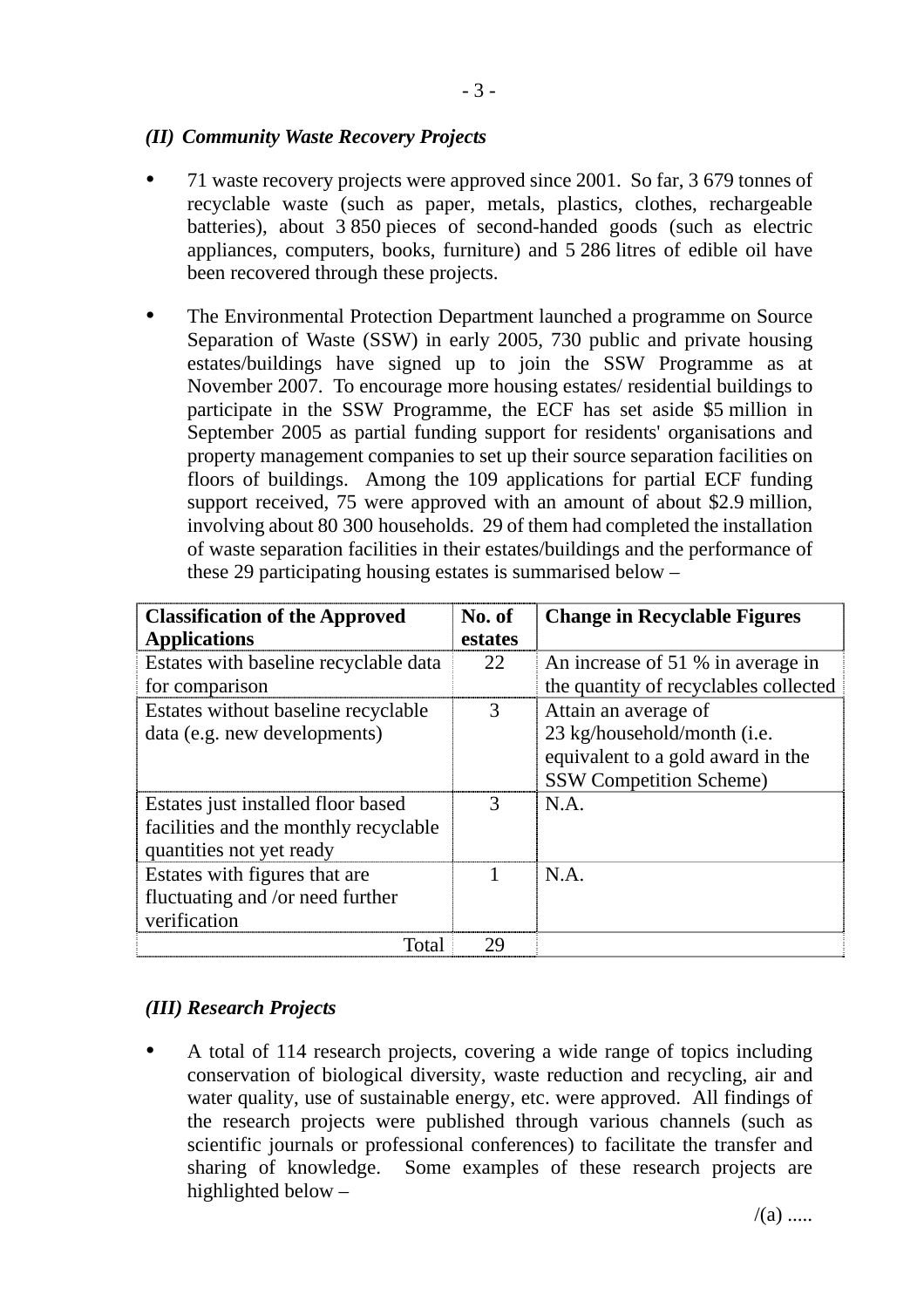### *(II) Community Waste Recovery Projects*

- 71 waste recovery projects were approved since 2001. So far, 3 679 tonnes of recyclable waste (such as paper, metals, plastics, clothes, rechargeable batteries), about 3 850 pieces of second-handed goods (such as electric appliances, computers, books, furniture) and 5 286 litres of edible oil have been recovered through these projects.

- The Environmental Protection Department launched a programme on Source Separation of Waste (SSW) in early 2005, 730 public and private housing estates/buildings have signed up to join the SSW Programme as at November 2007. To encourage more housing estates/ residential buildings to participate in the SSW Programme, the ECF has set aside $5 million in September 2005 as partial funding support for residents' organisations and property management companies to set up their source separation facilities on floors of buildings. Among the 109 applications for partial ECF funding support received, 75 were approved with an amount of about $2.9 million, involving about 80 300 households. 29 of them had completed the installation of waste separation facilities in their estates/buildings and the performance of these 29 participating housing estates is summarised below –

| Classification of the Approved Applications | No. of estates | Change in Recyclable Figures |
|---|---|---|
| Estates with baseline recyclable data for comparison | 22 | An increase of 51 % in average in the quantity of recyclables collected |
| Estates without baseline recyclable data (e.g. new developments) | 3 | Attain an average of 23 kg/household/month (i.e. equivalent to a gold award in the SSW Competition Scheme) |
| Estates just installed floor based facilities and the monthly recyclable quantities not yet ready | 3 | N.A. |
| Estates with figures that are fluctuating and /or need further verification | 1 | N.A. |
| Total | 29 | |

### *(III) Research Projects*

- A total of 114 research projects, covering a wide range of topics including conservation of biological diversity, waste reduction and recycling, air and water quality, use of sustainable energy, etc. were approved. All findings of the research projects were published through various channels (such as scientific journals or professional conferences) to facilitate the transfer and sharing of knowledge. Some examples of these research projects are highlighted below –

/(a) .....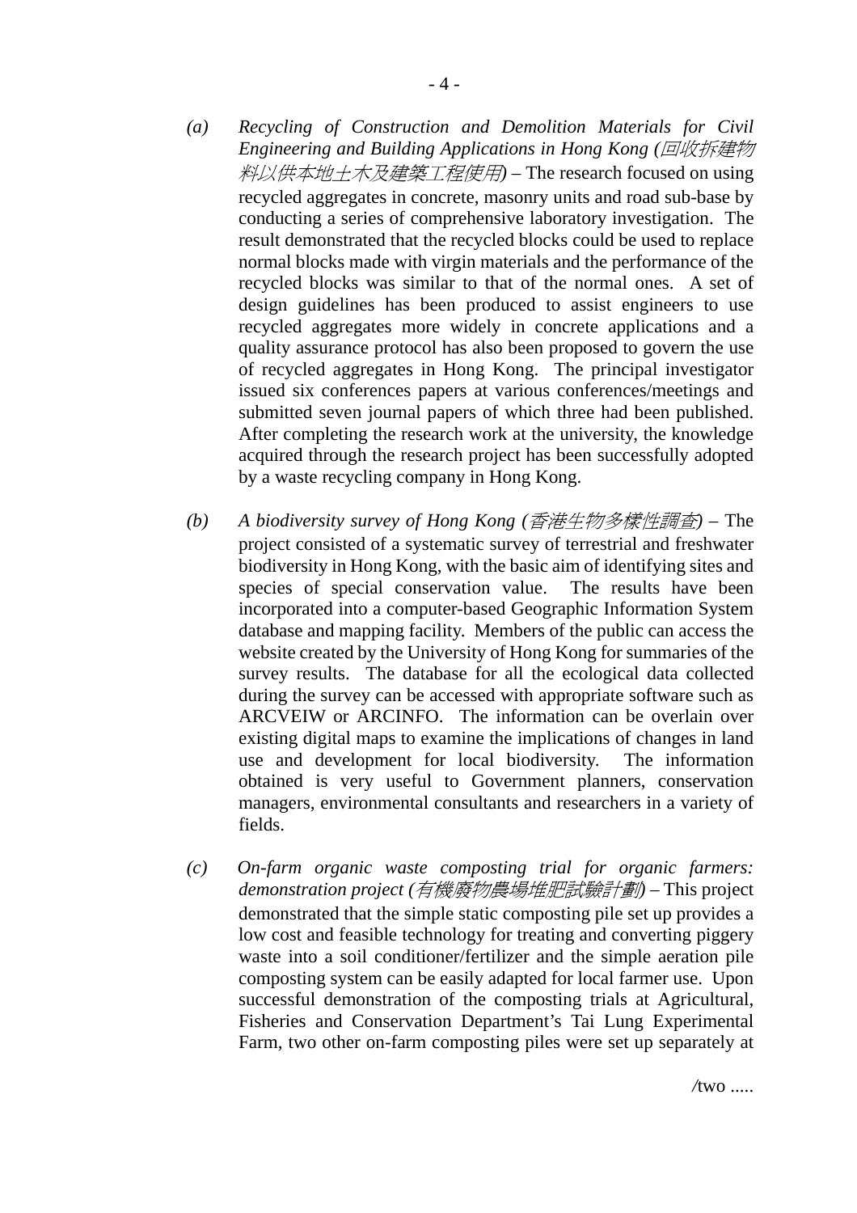(a) *Recycling of Construction and Demolition Materials for Civil Engineering and Building Applications in Hong Kong (回收拆建物料以供本地土木及建築工程使用)* – The research focused on using recycled aggregates in concrete, masonry units and road sub-base by conducting a series of comprehensive laboratory investigation. The result demonstrated that the recycled blocks could be used to replace normal blocks made with virgin materials and the performance of the recycled blocks was similar to that of the normal ones. A set of design guidelines has been produced to assist engineers to use recycled aggregates more widely in concrete applications and a quality assurance protocol has also been proposed to govern the use of recycled aggregates in Hong Kong. The principal investigator issued six conferences papers at various conferences/meetings and submitted seven journal papers of which three had been published. After completing the research work at the university, the knowledge acquired through the research project has been successfully adopted by a waste recycling company in Hong Kong.

(b) *A biodiversity survey of Hong Kong (香港生物多樣性調查)* – The project consisted of a systematic survey of terrestrial and freshwater biodiversity in Hong Kong, with the basic aim of identifying sites and species of special conservation value. The results have been incorporated into a computer-based Geographic Information System database and mapping facility. Members of the public can access the website created by the University of Hong Kong for summaries of the survey results. The database for all the ecological data collected during the survey can be accessed with appropriate software such as ARCVEIW or ARCINFO. The information can be overlain over existing digital maps to examine the implications of changes in land use and development for local biodiversity. The information obtained is very useful to Government planners, conservation managers, environmental consultants and researchers in a variety of fields.

(c) *On-farm organic waste composting trial for organic farmers: demonstration project (有機廢物農場堆肥試驗計劃)* – This project demonstrated that the simple static composting pile set up provides a low cost and feasible technology for treating and converting piggery waste into a soil conditioner/fertilizer and the simple aeration pile composting system can be easily adapted for local farmer use. Upon successful demonstration of the composting trials at Agricultural, Fisheries and Conservation Department's Tai Lung Experimental Farm, two other on-farm composting piles were set up separately at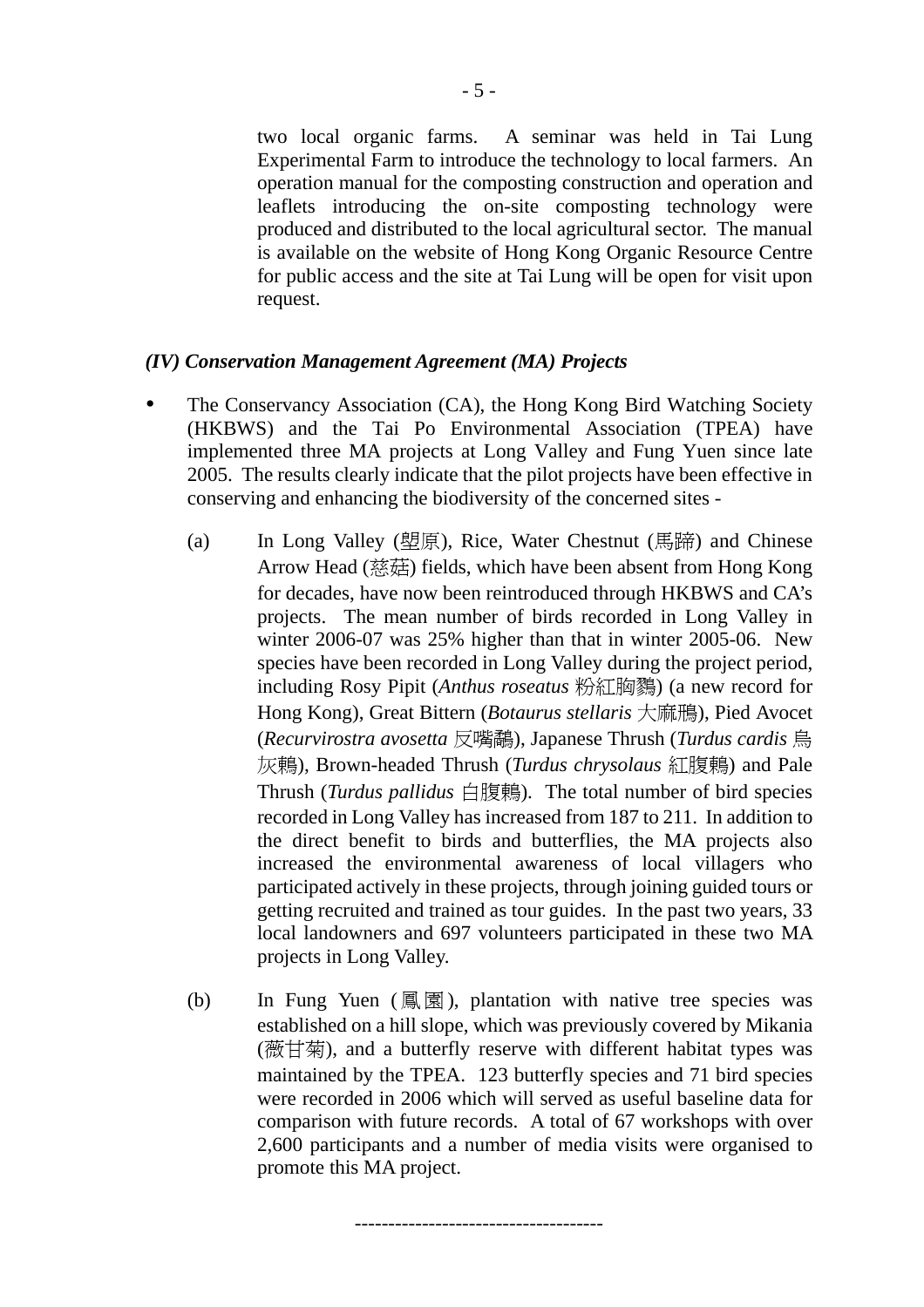two local organic farms. A seminar was held in Tai Lung Experimental Farm to introduce the technology to local farmers. An operation manual for the composting construction and operation and leaflets introducing the on-site composting technology were produced and distributed to the local agricultural sector. The manual is available on the website of Hong Kong Organic Resource Centre for public access and the site at Tai Lung will be open for visit upon request.

***(IV) Conservation Management Agreement (MA) Projects***

- The Conservancy Association (CA), the Hong Kong Bird Watching Society (HKBWS) and the Tai Po Environmental Association (TPEA) have implemented three MA projects at Long Valley and Fung Yuen since late 2005. The results clearly indicate that the pilot projects have been effective in conserving and enhancing the biodiversity of the concerned sites -

  (a) In Long Valley (塱原), Rice, Water Chestnut (馬蹄) and Chinese Arrow Head (慈菇) fields, which have been absent from Hong Kong for decades, have now been reintroduced through HKBWS and CA's projects. The mean number of birds recorded in Long Valley in winter 2006-07 was 25% higher than that in winter 2005-06. New species have been recorded in Long Valley during the project period, including Rosy Pipit (*Anthus roseatus* 粉紅胸鷚) (a new record for Hong Kong), Great Bittern (*Botaurus stellaris* 大麻鳽), Pied Avocet (*Recurvirostra avosetta* 反嘴鷸), Japanese Thrush (*Turdus cardis* 烏灰鶇), Brown-headed Thrush (*Turdus chrysolaus* 紅腹鶇) and Pale Thrush (*Turdus pallidus* 白腹鶇). The total number of bird species recorded in Long Valley has increased from 187 to 211. In addition to the direct benefit to birds and butterflies, the MA projects also increased the environmental awareness of local villagers who participated actively in these projects, through joining guided tours or getting recruited and trained as tour guides. In the past two years, 33 local landowners and 697 volunteers participated in these two MA projects in Long Valley.

  (b) In Fung Yuen (鳳園), plantation with native tree species was established on a hill slope, which was previously covered by Mikania (薇甘菊), and a butterfly reserve with different habitat types was maintained by the TPEA. 123 butterfly species and 71 bird species were recorded in 2006 which will served as useful baseline data for comparison with future records. A total of 67 workshops with over 2,600 participants and a number of media visits were organised to promote this MA project.

------------------------------------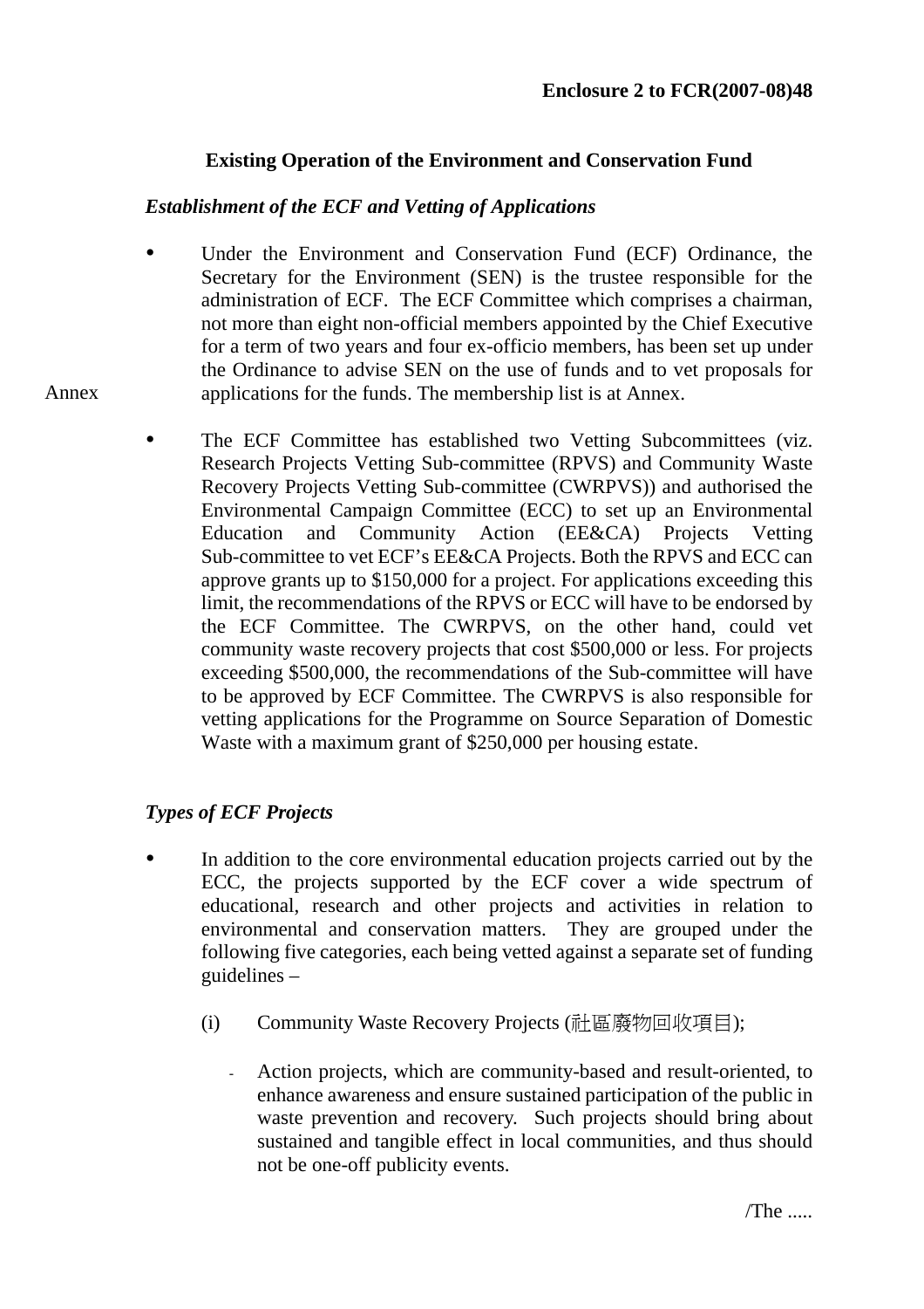**Enclosure 2 to FCR(2007-08)48**

## Existing Operation of the Environment and Conservation Fund

### *Establishment of the ECF and Vetting of Applications*

- Under the Environment and Conservation Fund (ECF) Ordinance, the Secretary for the Environment (SEN) is the trustee responsible for the administration of ECF. The ECF Committee which comprises a chairman, not more than eight non-official members appointed by the Chief Executive for a term of two years and four ex-officio members, has been set up under the Ordinance to advise SEN on the use of funds and to vet proposals for applications for the funds. The membership list is at Annex.

Annex

- The ECF Committee has established two Vetting Subcommittees (viz. Research Projects Vetting Sub-committee (RPVS) and Community Waste Recovery Projects Vetting Sub-committee (CWRPVS)) and authorised the Environmental Campaign Committee (ECC) to set up an Environmental Education and Community Action (EE&CA) Projects Vetting Sub-committee to vet ECF's EE&CA Projects. Both the RPVS and ECC can approve grants up to $150,000 for a project. For applications exceeding this limit, the recommendations of the RPVS or ECC will have to be endorsed by the ECF Committee. The CWRPVS, on the other hand, could vet community waste recovery projects that cost $500,000 or less. For projects exceeding $500,000, the recommendations of the Sub-committee will have to be approved by ECF Committee. The CWRPVS is also responsible for vetting applications for the Programme on Source Separation of Domestic Waste with a maximum grant of $250,000 per housing estate.

### *Types of ECF Projects*

- In addition to the core environmental education projects carried out by the ECC, the projects supported by the ECF cover a wide spectrum of educational, research and other projects and activities in relation to environmental and conservation matters. They are grouped under the following five categories, each being vetted against a separate set of funding guidelines –

  (i) Community Waste Recovery Projects (社區廢物回收項目);

  - Action projects, which are community-based and result-oriented, to enhance awareness and ensure sustained participation of the public in waste prevention and recovery. Such projects should bring about sustained and tangible effect in local communities, and thus should not be one-off publicity events.

/The .....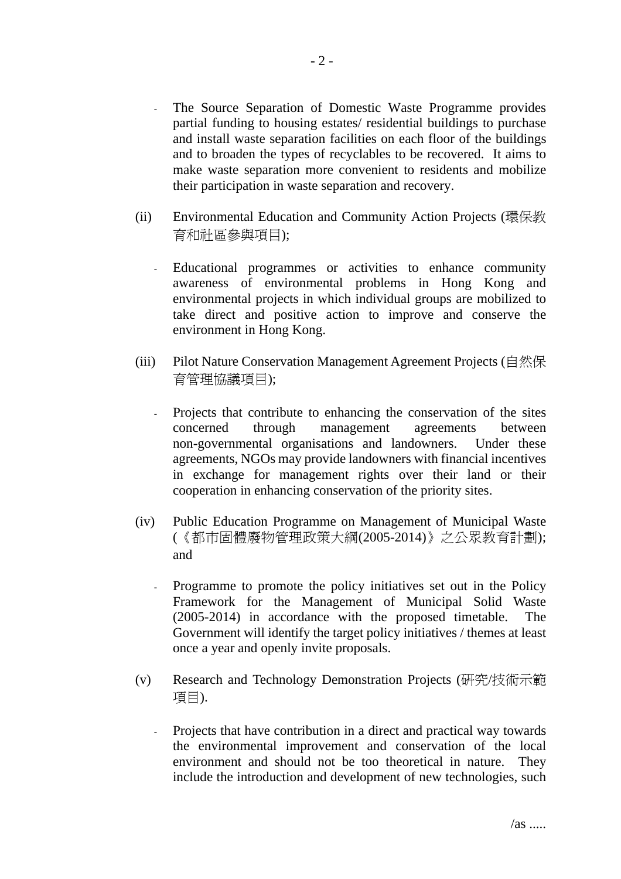- The Source Separation of Domestic Waste Programme provides partial funding to housing estates/ residential buildings to purchase and install waste separation facilities on each floor of the buildings and to broaden the types of recyclables to be recovered. It aims to make waste separation more convenient to residents and mobilize their participation in waste separation and recovery.

(ii) Environmental Education and Community Action Projects (環保教育和社區參與項目);

- Educational programmes or activities to enhance community awareness of environmental problems in Hong Kong and environmental projects in which individual groups are mobilized to take direct and positive action to improve and conserve the environment in Hong Kong.

(iii) Pilot Nature Conservation Management Agreement Projects (自然保育管理協議項目);

- Projects that contribute to enhancing the conservation of the sites concerned through management agreements between non-governmental organisations and landowners. Under these agreements, NGOs may provide landowners with financial incentives in exchange for management rights over their land or their cooperation in enhancing conservation of the priority sites.

(iv) Public Education Programme on Management of Municipal Waste (《都市固體廢物管理政策大綱(2005-2014)》之公眾教育計劃); and

- Programme to promote the policy initiatives set out in the Policy Framework for the Management of Municipal Solid Waste (2005-2014) in accordance with the proposed timetable. The Government will identify the target policy initiatives / themes at least once a year and openly invite proposals.

(v) Research and Technology Demonstration Projects (研究/技術示範項目).

- Projects that have contribution in a direct and practical way towards the environmental improvement and conservation of the local environment and should not be too theoretical in nature. They include the introduction and development of new technologies, such

/as .....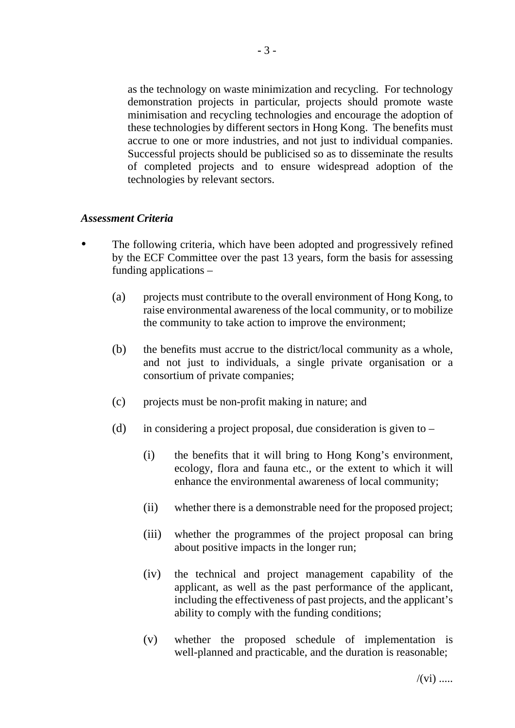as the technology on waste minimization and recycling. For technology demonstration projects in particular, projects should promote waste minimisation and recycling technologies and encourage the adoption of these technologies by different sectors in Hong Kong. The benefits must accrue to one or more industries, and not just to individual companies. Successful projects should be publicised so as to disseminate the results of completed projects and to ensure widespread adoption of the technologies by relevant sectors.

***Assessment Criteria***

- The following criteria, which have been adopted and progressively refined by the ECF Committee over the past 13 years, form the basis for assessing funding applications –

  (a) projects must contribute to the overall environment of Hong Kong, to raise environmental awareness of the local community, or to mobilize the community to take action to improve the environment;

  (b) the benefits must accrue to the district/local community as a whole, and not just to individuals, a single private organisation or a consortium of private companies;

  (c) projects must be non-profit making in nature; and

  (d) in considering a project proposal, due consideration is given to –

    (i) the benefits that it will bring to Hong Kong's environment, ecology, flora and fauna etc., or the extent to which it will enhance the environmental awareness of local community;

    (ii) whether there is a demonstrable need for the proposed project;

    (iii) whether the programmes of the project proposal can bring about positive impacts in the longer run;

    (iv) the technical and project management capability of the applicant, as well as the past performance of the applicant, including the effectiveness of past projects, and the applicant's ability to comply with the funding conditions;

    (v) whether the proposed schedule of implementation is well-planned and practicable, and the duration is reasonable;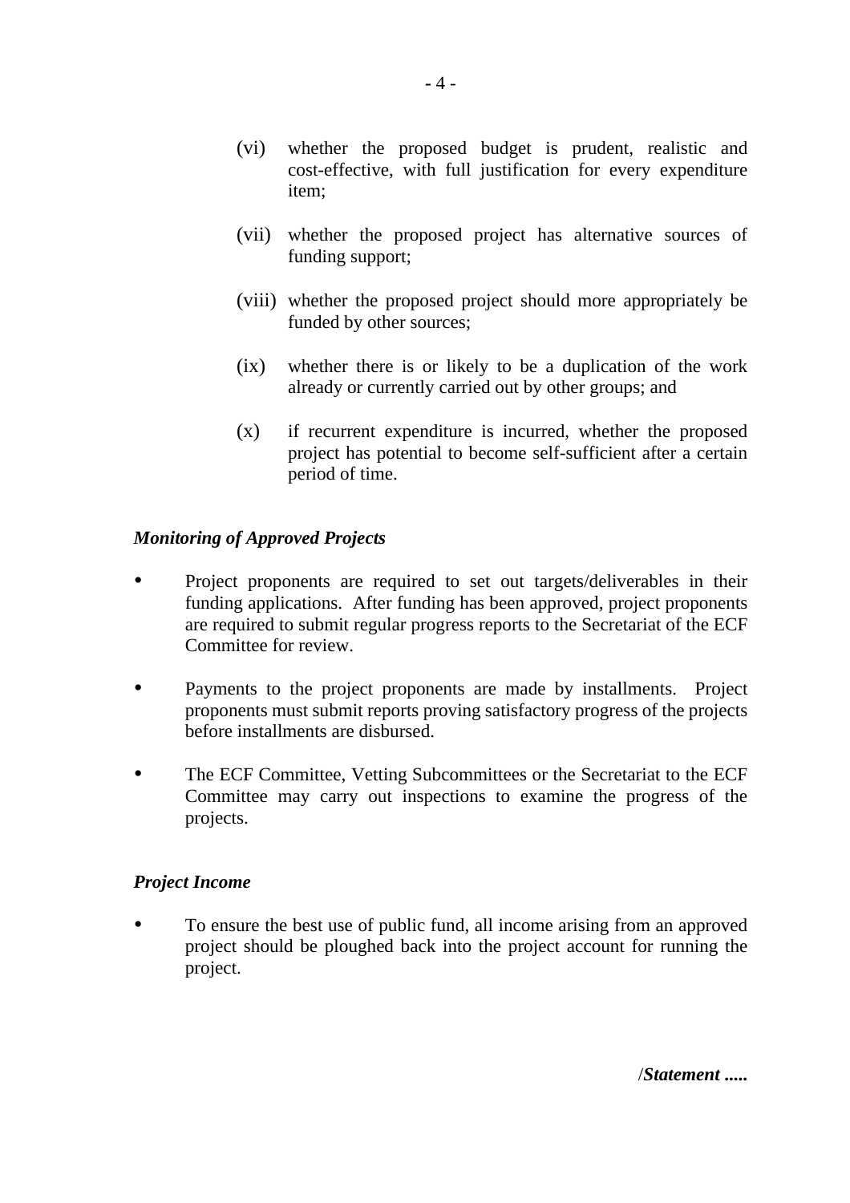(vi) whether the proposed budget is prudent, realistic and cost-effective, with full justification for every expenditure item;

(vii) whether the proposed project has alternative sources of funding support;

(viii) whether the proposed project should more appropriately be funded by other sources;

(ix) whether there is or likely to be a duplication of the work already or currently carried out by other groups; and

(x) if recurrent expenditure is incurred, whether the proposed project has potential to become self-sufficient after a certain period of time.

***Monitoring of Approved Projects***

- Project proponents are required to set out targets/deliverables in their funding applications. After funding has been approved, project proponents are required to submit regular progress reports to the Secretariat of the ECF Committee for review.

- Payments to the project proponents are made by installments. Project proponents must submit reports proving satisfactory progress of the projects before installments are disbursed.

- The ECF Committee, Vetting Subcommittees or the Secretariat to the ECF Committee may carry out inspections to examine the progress of the projects.

***Project Income***

- To ensure the best use of public fund, all income arising from an approved project should be ploughed back into the project account for running the project.

/***Statement .....***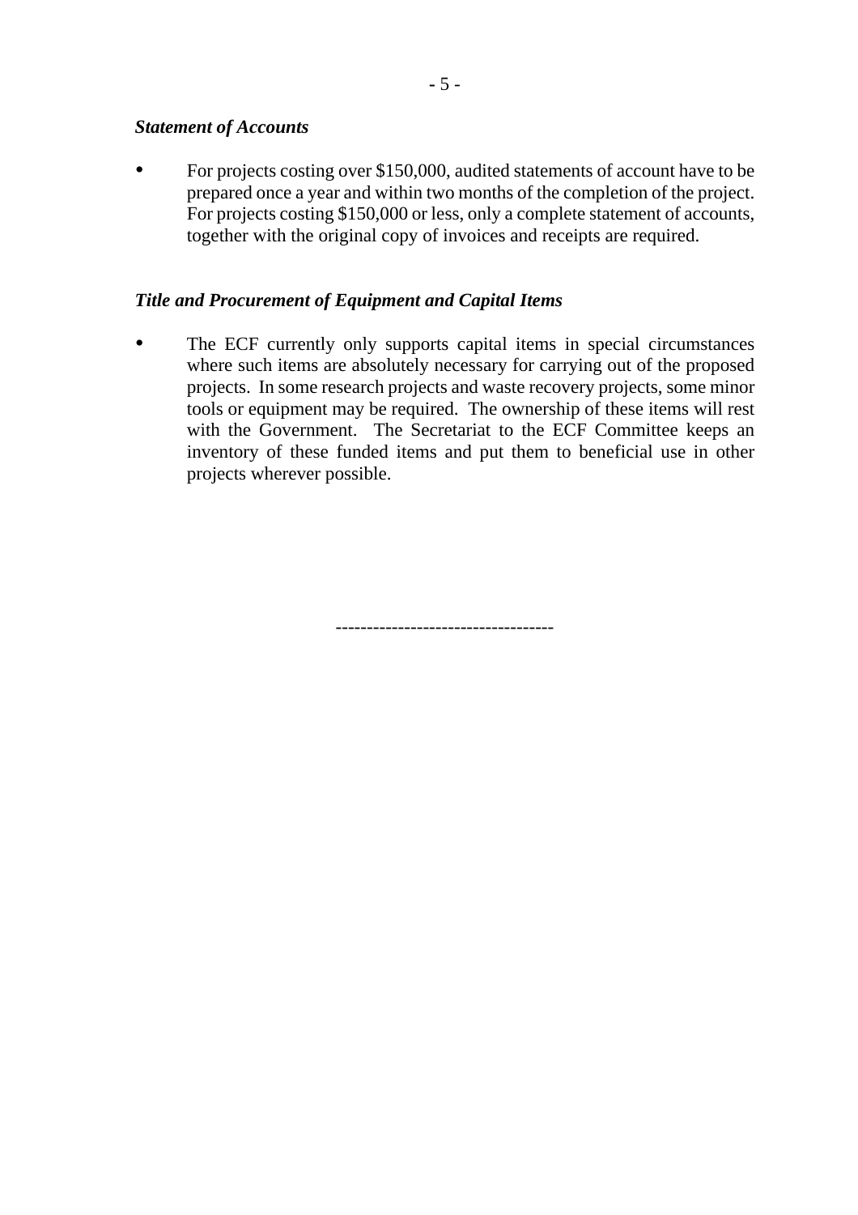***Statement of Accounts***

- For projects costing over $150,000, audited statements of account have to be prepared once a year and within two months of the completion of the project. For projects costing $150,000 or less, only a complete statement of accounts, together with the original copy of invoices and receipts are required.

***Title and Procurement of Equipment and Capital Items***

- The ECF currently only supports capital items in special circumstances where such items are absolutely necessary for carrying out of the proposed projects. In some research projects and waste recovery projects, some minor tools or equipment may be required. The ownership of these items will rest with the Government. The Secretariat to the ECF Committee keeps an inventory of these funded items and put them to beneficial use in other projects wherever possible.

----------------------------------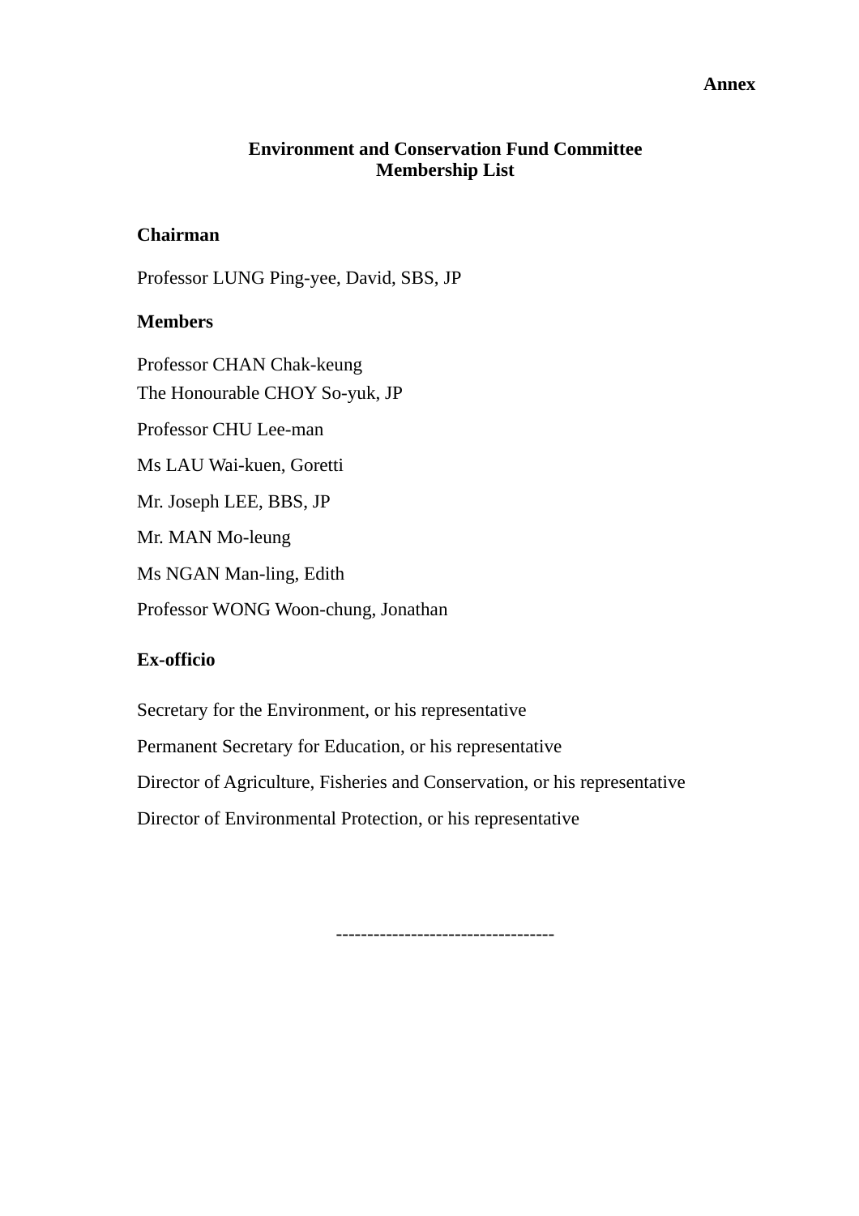**Annex**

## Environment and Conservation Fund Committee
## Membership List

**Chairman**

Professor LUNG Ping-yee, David, SBS, JP

**Members**

Professor CHAN Chak-keung
The Honourable CHOY So-yuk, JP

Professor CHU Lee-man

Ms LAU Wai-kuen, Goretti

Mr. Joseph LEE, BBS, JP

Mr. MAN Mo-leung

Ms NGAN Man-ling, Edith

Professor WONG Woon-chung, Jonathan

**Ex-officio**

Secretary for the Environment, or his representative

Permanent Secretary for Education, or his representative

Director of Agriculture, Fisheries and Conservation, or his representative

Director of Environmental Protection, or his representative

----------------------------------